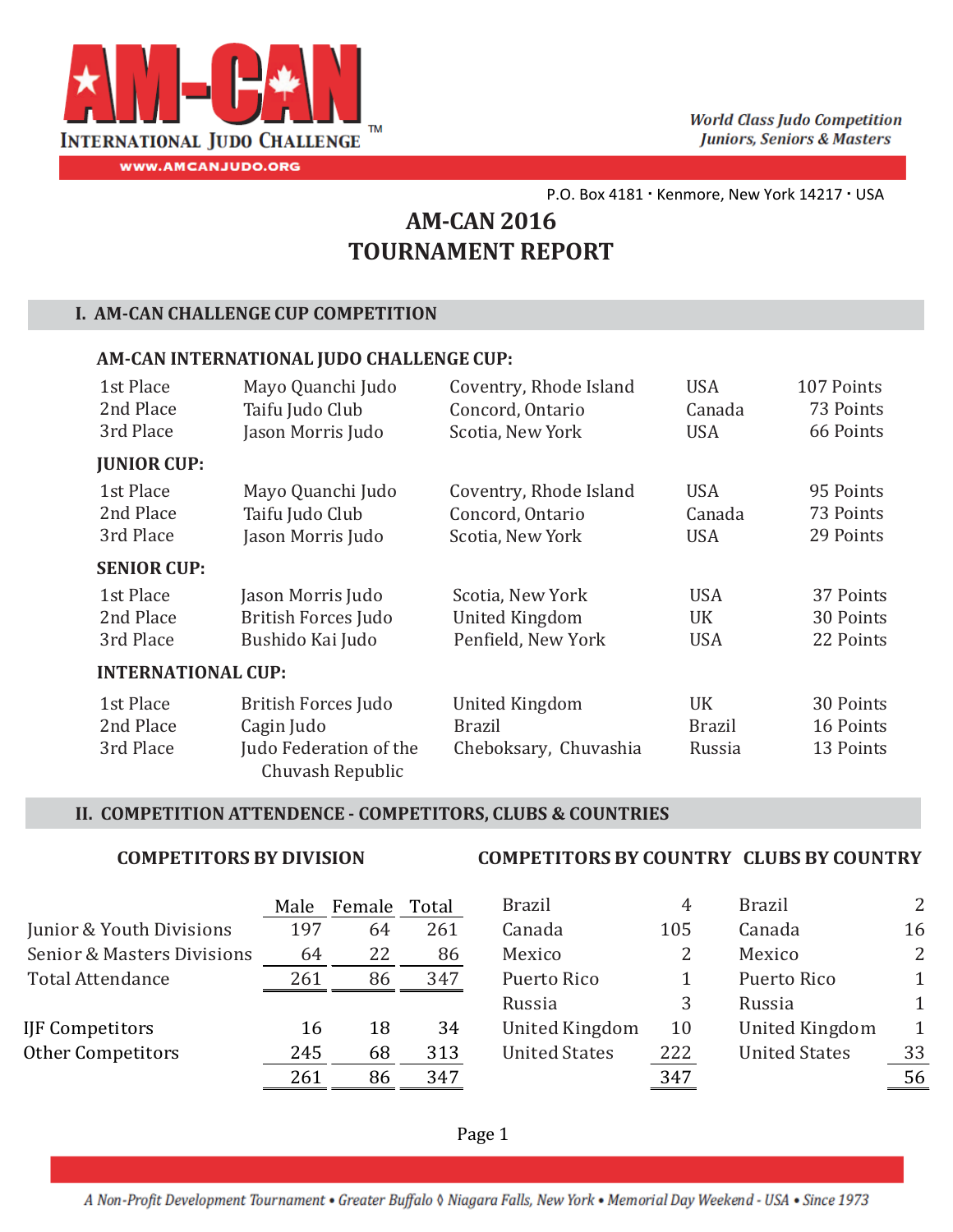# AM-CAN INTERNATIONAL JUDO CHALLENGE™

WWW.AMCANJUDO.ORG

*World Class Judo Competition*
*Juniors, Seniors & Masters*

P.O. Box 4181 · Kenmore, New York 14217 · USA

## AM-CAN 2016
## TOURNAMENT REPORT

## I. AM-CAN CHALLENGE CUP COMPETITION

### AM-CAN INTERNATIONAL JUDO CHALLENGE CUP:

| | | | | |
|---|---|---|---|---|
| 1st Place | Mayo Quanchi Judo | Coventry, Rhode Island | USA | 107 Points |
| 2nd Place | Taifu Judo Club | Concord, Ontario | Canada | 73 Points |
| 3rd Place | Jason Morris Judo | Scotia, New York | USA | 66 Points |

### JUNIOR CUP:

| | | | | |
|---|---|---|---|---|
| 1st Place | Mayo Quanchi Judo | Coventry, Rhode Island | USA | 95 Points |
| 2nd Place | Taifu Judo Club | Concord, Ontario | Canada | 73 Points |
| 3rd Place | Jason Morris Judo | Scotia, New York | USA | 29 Points |

### SENIOR CUP:

| | | | | |
|---|---|---|---|---|
| 1st Place | Jason Morris Judo | Scotia, New York | USA | 37 Points |
| 2nd Place | British Forces Judo | United Kingdom | UK | 30 Points |
| 3rd Place | Bushido Kai Judo | Penfield, New York | USA | 22 Points |

### INTERNATIONAL CUP:

| | | | | |
|---|---|---|---|---|
| 1st Place | British Forces Judo | United Kingdom | UK | 30 Points |
| 2nd Place | Cagin Judo | Brazil | Brazil | 16 Points |
| 3rd Place | Judo Federation of the Chuvash Republic | Cheboksary, Chuvashia | Russia | 13 Points |

## II. COMPETITION ATTENDENCE - COMPETITORS, CLUBS & COUNTRIES

### COMPETITORS BY DIVISION

| | Male | Female | Total |
|---|---|---|---|
| Junior & Youth Divisions | 197 | 64 | 261 |
| Senior & Masters Divisions | 64 | 22 | 86 |
| Total Attendance | 261 | 86 | 347 |
| | | | |
| IJF Competitors | 16 | 18 | 34 |
| Other Competitors | 245 | 68 | 313 |
| | 261 | 86 | 347 |

### COMPETITORS BY COUNTRY

| | |
|---|---|
| Brazil | 4 |
| Canada | 105 |
| Mexico | 2 |
| Puerto Rico | 1 |
| Russia | 3 |
| United Kingdom | 10 |
| United States | 222 |
| | 347 |

### CLUBS BY COUNTRY

| | |
|---|---|
| Brazil | 2 |
| Canada | 16 |
| Mexico | 2 |
| Puerto Rico | 1 |
| Russia | 1 |
| United Kingdom | 1 |
| United States | 33 |
| | 56 |

*A Non-Profit Development Tournament • Greater Buffalo ◊ Niagara Falls, New York • Memorial Day Weekend - USA • Since 1973*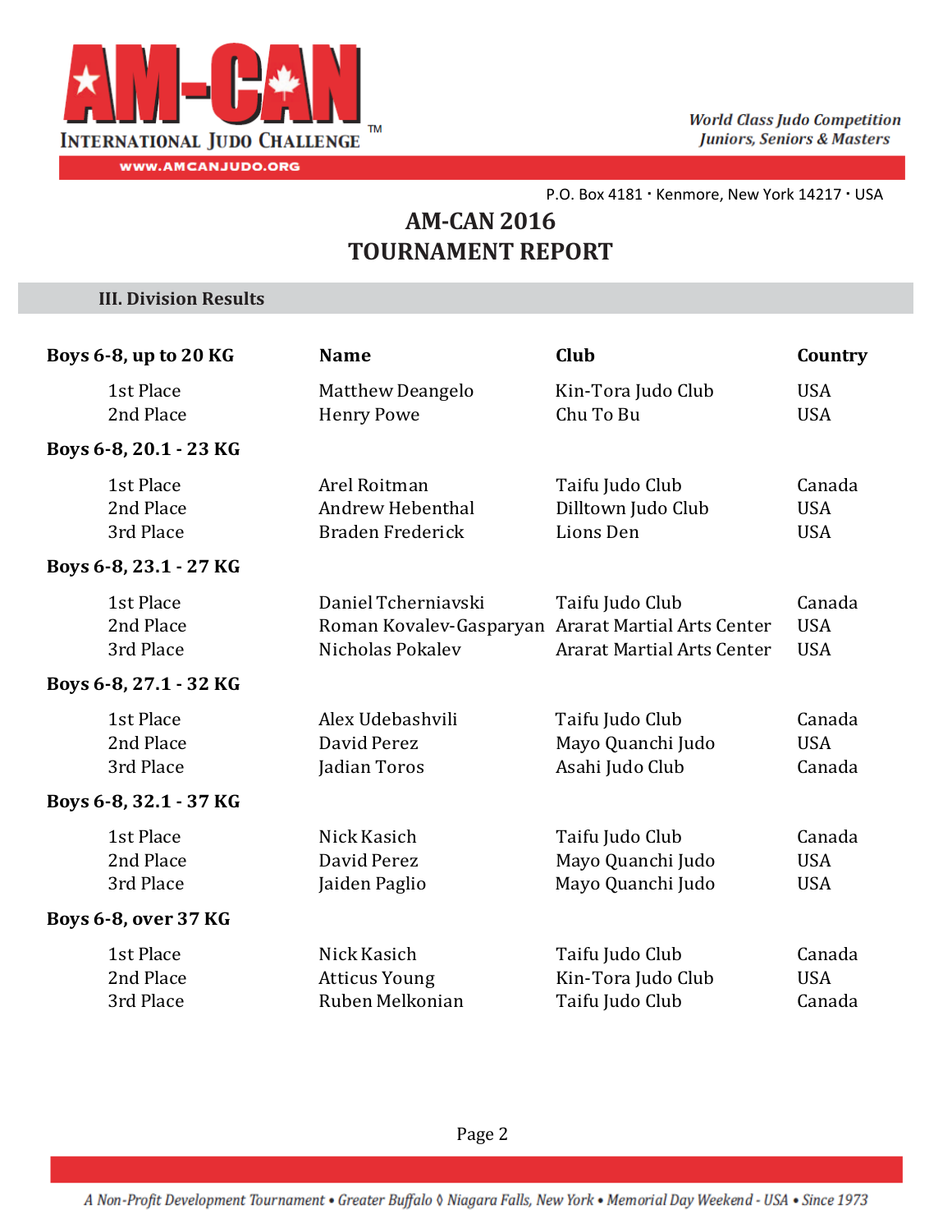## AM-CAN 2016
## TOURNAMENT REPORT

### III. Division Results

| Boys 6-8, up to 20 KG | Name | Club | Country |
|---|---|---|---|
| 1st Place | Matthew Deangelo | Kin-Tora Judo Club | USA |
| 2nd Place | Henry Powe | Chu To Bu | USA |
| **Boys 6-8, 20.1 - 23 KG** | | | |
| 1st Place | Arel Roitman | Taifu Judo Club | Canada |
| 2nd Place | Andrew Hebenthal | Dilltown Judo Club | USA |
| 3rd Place | Braden Frederick | Lions Den | USA |
| **Boys 6-8, 23.1 - 27 KG** | | | |
| 1st Place | Daniel Tcherniavski | Taifu Judo Club | Canada |
| 2nd Place | Roman Kovalev-Gasparyan | Ararat Martial Arts Center | USA |
| 3rd Place | Nicholas Pokalev | Ararat Martial Arts Center | USA |
| **Boys 6-8, 27.1 - 32 KG** | | | |
| 1st Place | Alex Udebashvili | Taifu Judo Club | Canada |
| 2nd Place | David Perez | Mayo Quanchi Judo | USA |
| 3rd Place | Jadian Toros | Asahi Judo Club | Canada |
| **Boys 6-8, 32.1 - 37 KG** | | | |
| 1st Place | Nick Kasich | Taifu Judo Club | Canada |
| 2nd Place | David Perez | Mayo Quanchi Judo | USA |
| 3rd Place | Jaiden Paglio | Mayo Quanchi Judo | USA |
| **Boys 6-8, over 37 KG** | | | |
| 1st Place | Nick Kasich | Taifu Judo Club | Canada |
| 2nd Place | Atticus Young | Kin-Tora Judo Club | USA |
| 3rd Place | Ruben Melkonian | Taifu Judo Club | Canada |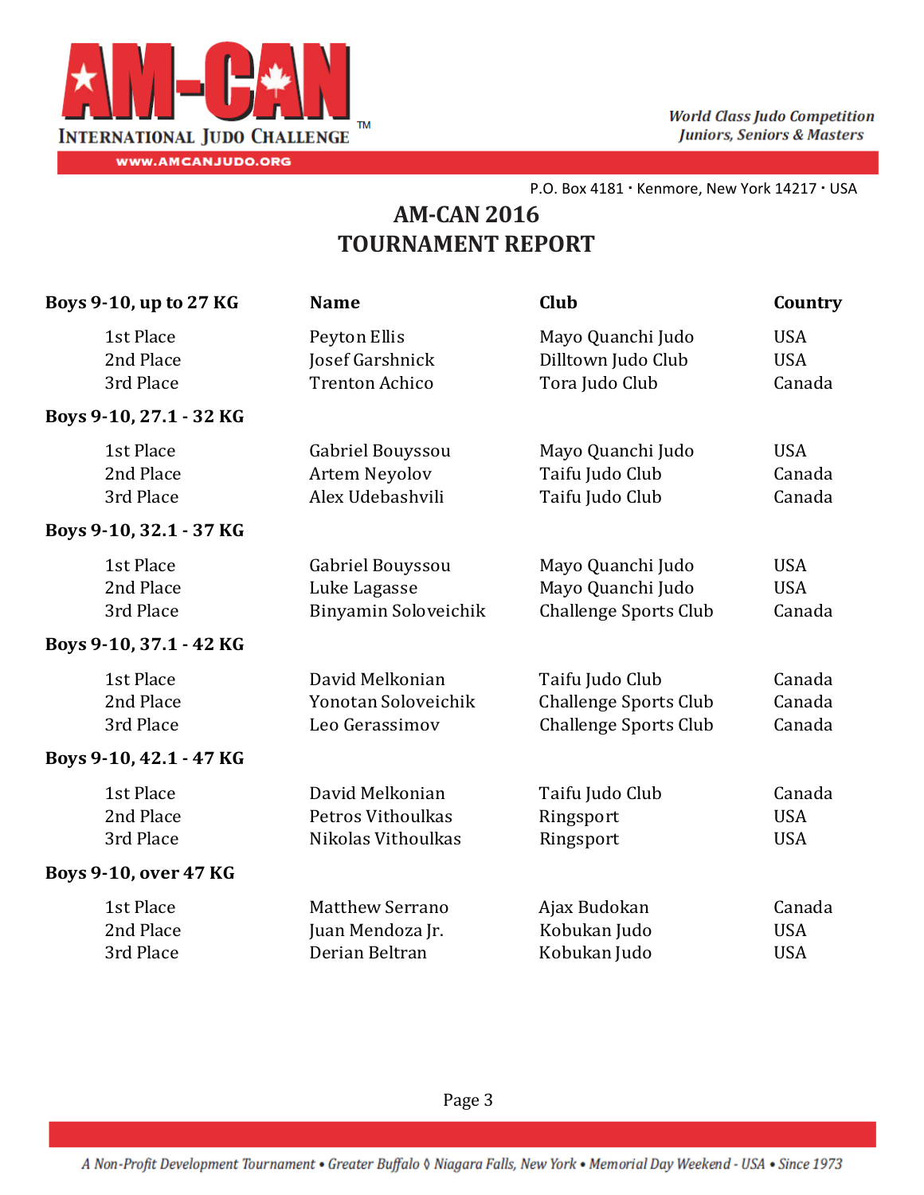AM-CAN International Judo Challenge™

WWW.AMCANJUDO.ORG

*World Class Judo Competition*
*Juniors, Seniors & Masters*

P.O. Box 4181 · Kenmore, New York 14217 · USA

# AM-CAN 2016
# TOURNAMENT REPORT

| **Boys 9-10, up to 27 KG** | **Name** | **Club** | **Country** |
|---|---|---|---|
| 1st Place | Peyton Ellis | Mayo Quanchi Judo | USA |
| 2nd Place | Josef Garshnick | Dilltown Judo Club | USA |
| 3rd Place | Trenton Achico | Tora Judo Club | Canada |
| **Boys 9-10, 27.1 - 32 KG** | | | |
| 1st Place | Gabriel Bouyssou | Mayo Quanchi Judo | USA |
| 2nd Place | Artem Neyolov | Taifu Judo Club | Canada |
| 3rd Place | Alex Udebashvili | Taifu Judo Club | Canada |
| **Boys 9-10, 32.1 - 37 KG** | | | |
| 1st Place | Gabriel Bouyssou | Mayo Quanchi Judo | USA |
| 2nd Place | Luke Lagasse | Mayo Quanchi Judo | USA |
| 3rd Place | Binyamin Soloveichik | Challenge Sports Club | Canada |
| **Boys 9-10, 37.1 - 42 KG** | | | |
| 1st Place | David Melkonian | Taifu Judo Club | Canada |
| 2nd Place | Yonotan Soloveichik | Challenge Sports Club | Canada |
| 3rd Place | Leo Gerassimov | Challenge Sports Club | Canada |
| **Boys 9-10, 42.1 - 47 KG** | | | |
| 1st Place | David Melkonian | Taifu Judo Club | Canada |
| 2nd Place | Petros Vithoulkas | Ringsport | USA |
| 3rd Place | Nikolas Vithoulkas | Ringsport | USA |
| **Boys 9-10, over 47 KG** | | | |
| 1st Place | Matthew Serrano | Ajax Budokan | Canada |
| 2nd Place | Juan Mendoza Jr. | Kobukan Judo | USA |
| 3rd Place | Derian Beltran | Kobukan Judo | USA |

*A Non-Profit Development Tournament • Greater Buffalo ◊ Niagara Falls, New York • Memorial Day Weekend - USA • Since 1973*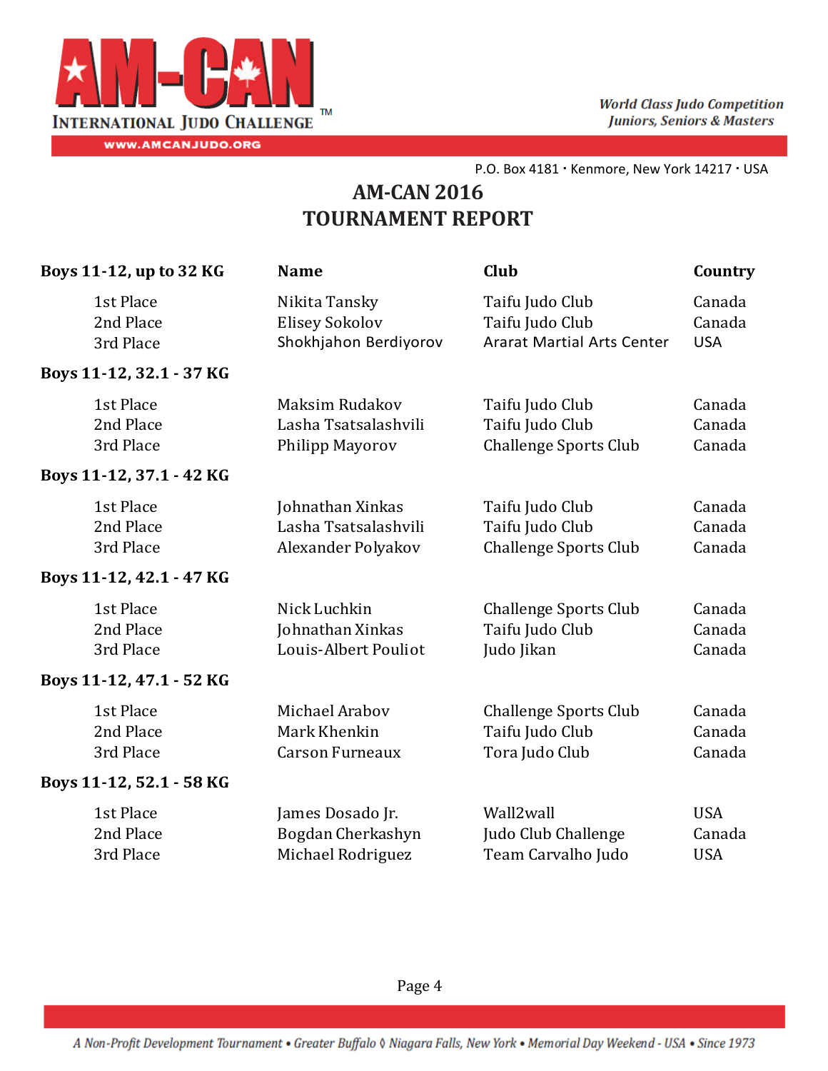# AM-CAN 2016
# TOURNAMENT REPORT

| Boys 11-12, up to 32 KG | Name | Club | Country |
|---|---|---|---|
| 1st Place | Nikita Tansky | Taifu Judo Club | Canada |
| 2nd Place | Elisey Sokolov | Taifu Judo Club | Canada |
| 3rd Place | Shokhjahon Berdiyorov | Ararat Martial Arts Center | USA |
| **Boys 11-12, 32.1 - 37 KG** | | | |
| 1st Place | Maksim Rudakov | Taifu Judo Club | Canada |
| 2nd Place | Lasha Tsatsalashvili | Taifu Judo Club | Canada |
| 3rd Place | Philipp Mayorov | Challenge Sports Club | Canada |
| **Boys 11-12, 37.1 - 42 KG** | | | |
| 1st Place | Johnathan Xinkas | Taifu Judo Club | Canada |
| 2nd Place | Lasha Tsatsalashvili | Taifu Judo Club | Canada |
| 3rd Place | Alexander Polyakov | Challenge Sports Club | Canada |
| **Boys 11-12, 42.1 - 47 KG** | | | |
| 1st Place | Nick Luchkin | Challenge Sports Club | Canada |
| 2nd Place | Johnathan Xinkas | Taifu Judo Club | Canada |
| 3rd Place | Louis-Albert Pouliot | Judo Jikan | Canada |
| **Boys 11-12, 47.1 - 52 KG** | | | |
| 1st Place | Michael Arabov | Challenge Sports Club | Canada |
| 2nd Place | Mark Khenkin | Taifu Judo Club | Canada |
| 3rd Place | Carson Furneaux | Tora Judo Club | Canada |
| **Boys 11-12, 52.1 - 58 KG** | | | |
| 1st Place | James Dosado Jr. | Wall2wall | USA |
| 2nd Place | Bogdan Cherkashyn | Judo Club Challenge | Canada |
| 3rd Place | Michael Rodriguez | Team Carvalho Judo | USA |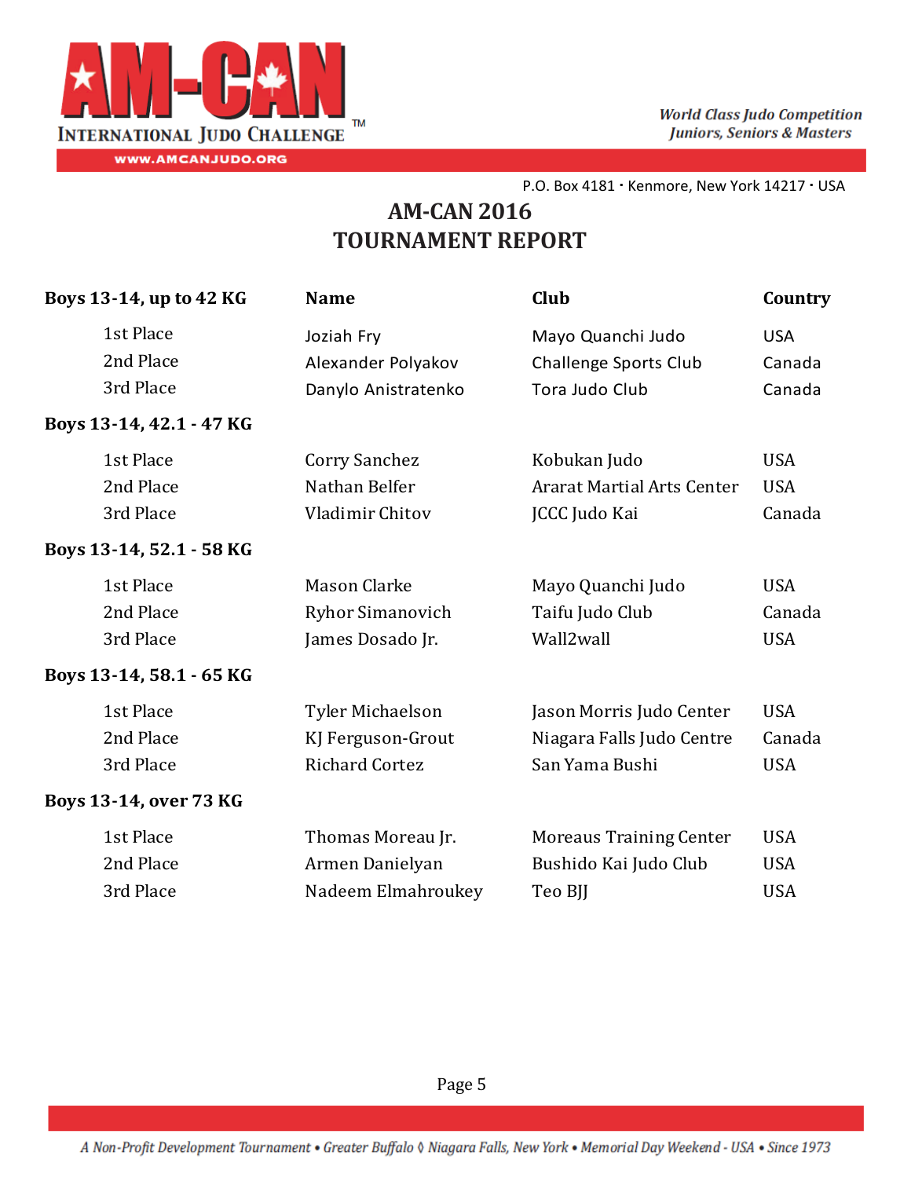**AM-CAN INTERNATIONAL JUDO CHALLENGE**

*World Class Judo Competition*
*Juniors, Seniors & Masters*

WWW.AMCANJUDO.ORG

P.O. Box 4181 · Kenmore, New York 14217 · USA

# AM-CAN 2016
# TOURNAMENT REPORT

| Boys 13-14, up to 42 KG | Name | Club | Country |
|---|---|---|---|
| 1st Place | Joziah Fry | Mayo Quanchi Judo | USA |
| 2nd Place | Alexander Polyakov | Challenge Sports Club | Canada |
| 3rd Place | Danylo Anistratenko | Tora Judo Club | Canada |
| **Boys 13-14, 42.1 - 47 KG** | | | |
| 1st Place | Corry Sanchez | Kobukan Judo | USA |
| 2nd Place | Nathan Belfer | Ararat Martial Arts Center | USA |
| 3rd Place | Vladimir Chitov | JCCC Judo Kai | Canada |
| **Boys 13-14, 52.1 - 58 KG** | | | |
| 1st Place | Mason Clarke | Mayo Quanchi Judo | USA |
| 2nd Place | Ryhor Simanovich | Taifu Judo Club | Canada |
| 3rd Place | James Dosado Jr. | Wall2wall | USA |
| **Boys 13-14, 58.1 - 65 KG** | | | |
| 1st Place | Tyler Michaelson | Jason Morris Judo Center | USA |
| 2nd Place | KJ Ferguson-Grout | Niagara Falls Judo Centre | Canada |
| 3rd Place | Richard Cortez | San Yama Bushi | USA |
| **Boys 13-14, over 73 KG** | | | |
| 1st Place | Thomas Moreau Jr. | Moreaus Training Center | USA |
| 2nd Place | Armen Danielyan | Bushido Kai Judo Club | USA |
| 3rd Place | Nadeem Elmahroukey | Teo BJJ | USA |

*A Non-Profit Development Tournament • Greater Buffalo ◊ Niagara Falls, New York • Memorial Day Weekend - USA • Since 1973*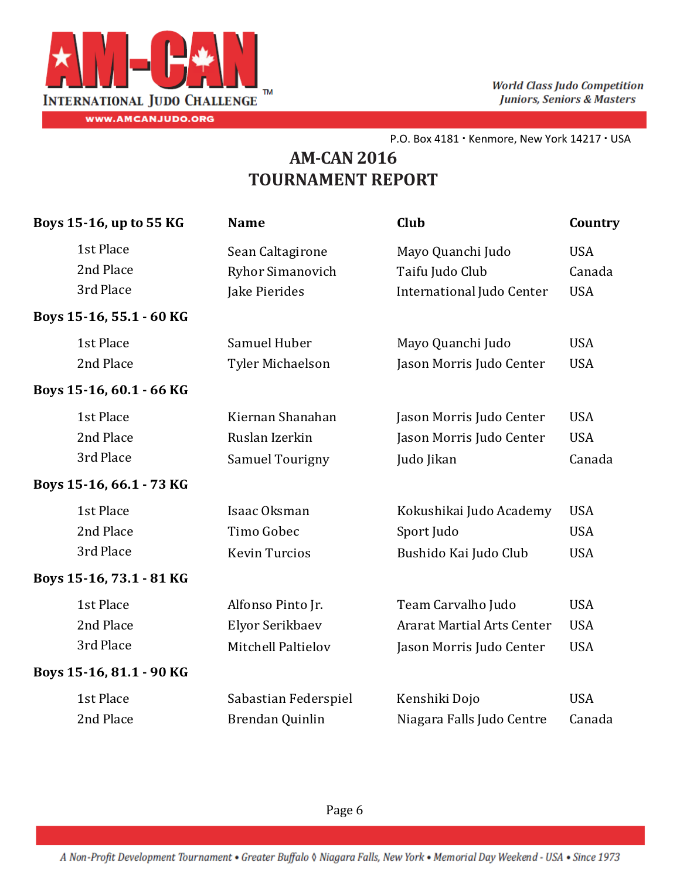# AM-CAN 2016
# TOURNAMENT REPORT

| Boys 15-16, up to 55 KG | Name | Club | Country |
|---|---|---|---|
| 1st Place | Sean Caltagirone | Mayo Quanchi Judo | USA |
| 2nd Place | Ryhor Simanovich | Taifu Judo Club | Canada |
| 3rd Place | Jake Pierides | International Judo Center | USA |
| **Boys 15-16, 55.1 - 60 KG** | | | |
| 1st Place | Samuel Huber | Mayo Quanchi Judo | USA |
| 2nd Place | Tyler Michaelson | Jason Morris Judo Center | USA |
| **Boys 15-16, 60.1 - 66 KG** | | | |
| 1st Place | Kiernan Shanahan | Jason Morris Judo Center | USA |
| 2nd Place | Ruslan Izerkin | Jason Morris Judo Center | USA |
| 3rd Place | Samuel Tourigny | Judo Jikan | Canada |
| **Boys 15-16, 66.1 - 73 KG** | | | |
| 1st Place | Isaac Oksman | Kokushikai Judo Academy | USA |
| 2nd Place | Timo Gobec | Sport Judo | USA |
| 3rd Place | Kevin Turcios | Bushido Kai Judo Club | USA |
| **Boys 15-16, 73.1 - 81 KG** | | | |
| 1st Place | Alfonso Pinto Jr. | Team Carvalho Judo | USA |
| 2nd Place | Elyor Serikbaev | Ararat Martial Arts Center | USA |
| 3rd Place | Mitchell Paltielov | Jason Morris Judo Center | USA |
| **Boys 15-16, 81.1 - 90 KG** | | | |
| 1st Place | Sabastian Federspiel | Kenshiki Dojo | USA |
| 2nd Place | Brendan Quinlin | Niagara Falls Judo Centre | Canada |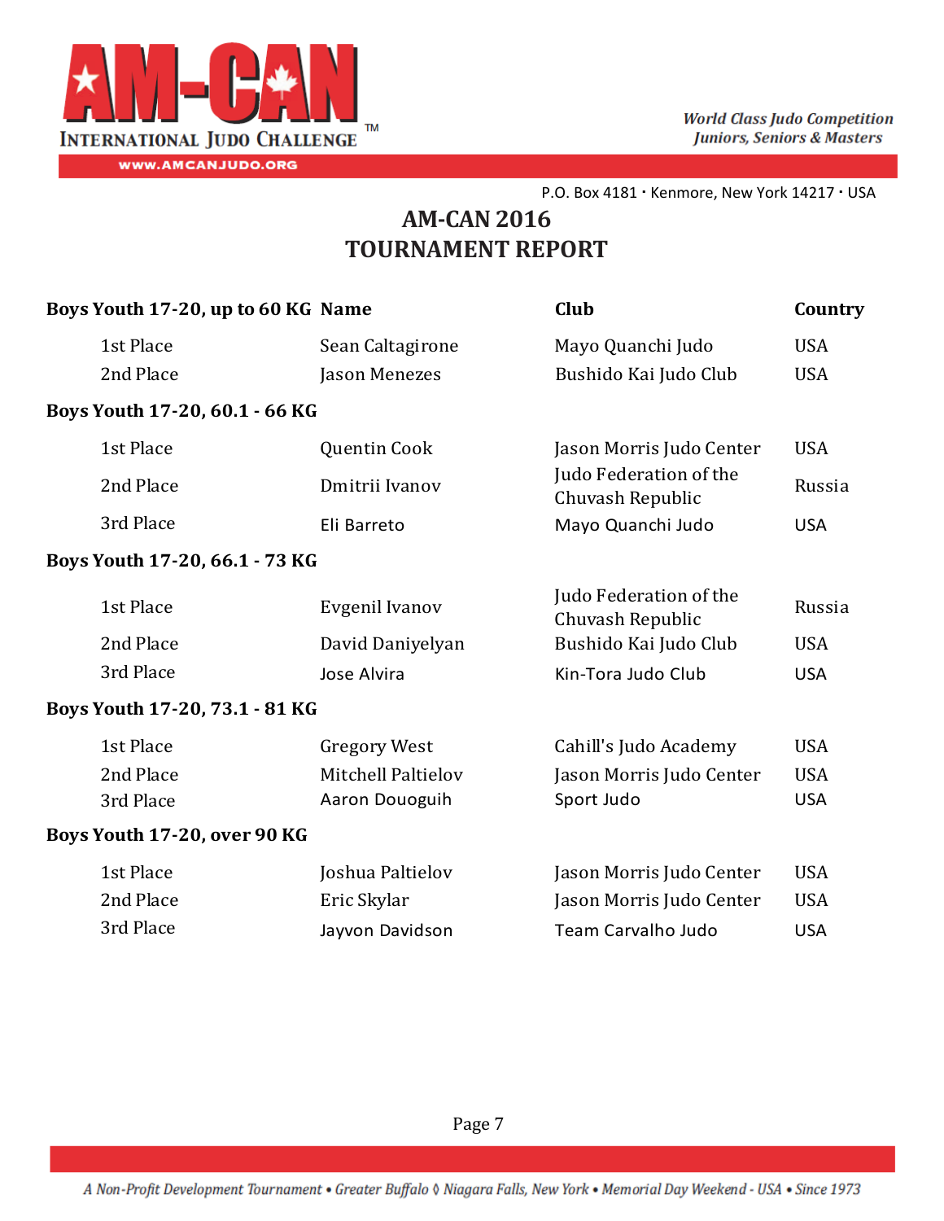# AM-CAN 2016
# TOURNAMENT REPORT

| Boys Youth 17-20, up to 60 KG | Name | Club | Country |
|---|---|---|---|
| 1st Place | Sean Caltagirone | Mayo Quanchi Judo | USA |
| 2nd Place | Jason Menezes | Bushido Kai Judo Club | USA |
| **Boys Youth 17-20, 60.1 - 66 KG** | | | |
| 1st Place | Quentin Cook | Jason Morris Judo Center | USA |
| 2nd Place | Dmitrii Ivanov | Judo Federation of the Chuvash Republic | Russia |
| 3rd Place | Eli Barreto | Mayo Quanchi Judo | USA |
| **Boys Youth 17-20, 66.1 - 73 KG** | | | |
| 1st Place | Evgenil Ivanov | Judo Federation of the Chuvash Republic | Russia |
| 2nd Place | David Daniyelyan | Bushido Kai Judo Club | USA |
| 3rd Place | Jose Alvira | Kin-Tora Judo Club | USA |
| **Boys Youth 17-20, 73.1 - 81 KG** | | | |
| 1st Place | Gregory West | Cahill's Judo Academy | USA |
| 2nd Place | Mitchell Paltielov | Jason Morris Judo Center | USA |
| 3rd Place | Aaron Douoguih | Sport Judo | USA |
| **Boys Youth 17-20, over 90 KG** | | | |
| 1st Place | Joshua Paltielov | Jason Morris Judo Center | USA |
| 2nd Place | Eric Skylar | Jason Morris Judo Center | USA |
| 3rd Place | Jayvon Davidson | Team Carvalho Judo | USA |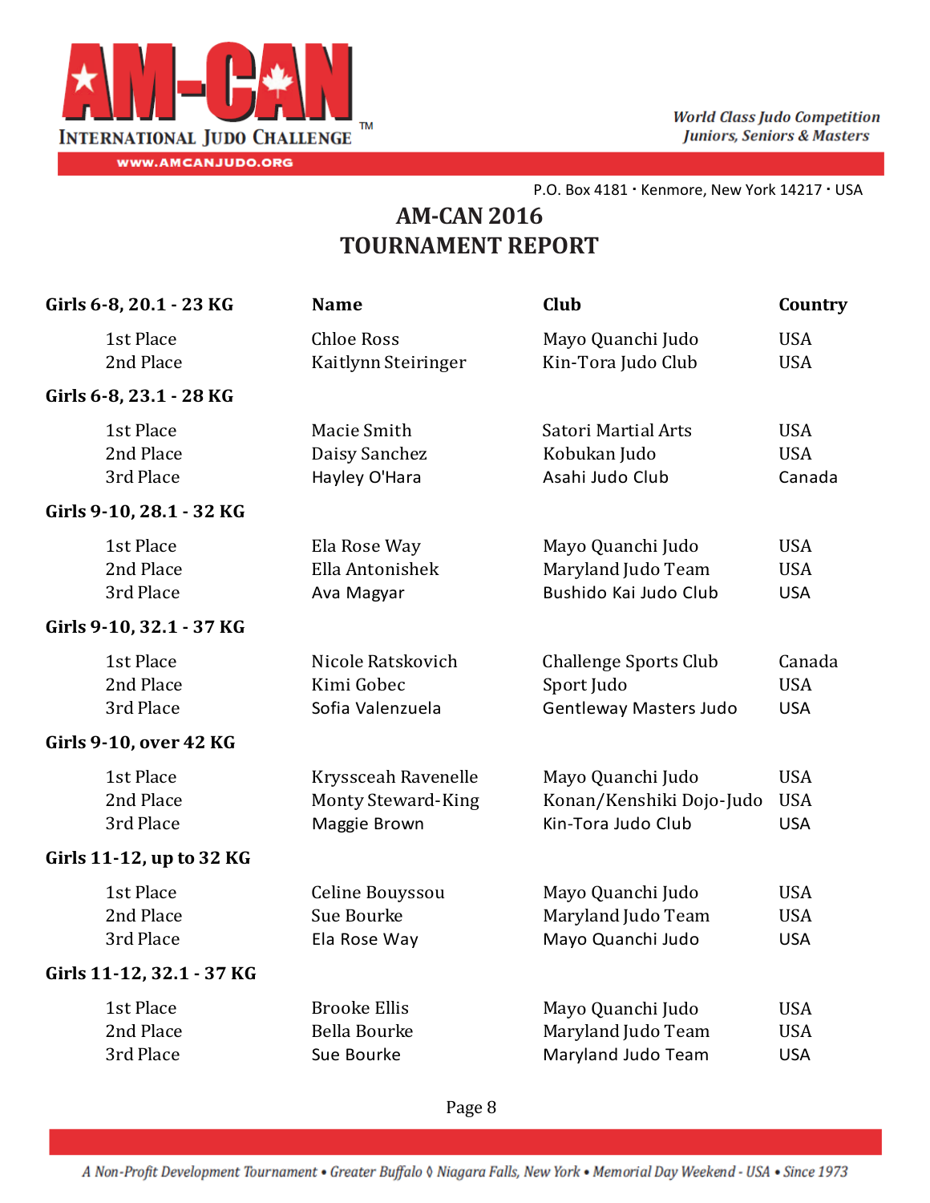# AM-CAN 2016
# TOURNAMENT REPORT

| Girls 6-8, 20.1 - 23 KG | Name | Club | Country |
|---|---|---|---|
| 1st Place | Chloe Ross | Mayo Quanchi Judo | USA |
| 2nd Place | Kaitlynn Steiringer | Kin-Tora Judo Club | USA |
| **Girls 6-8, 23.1 - 28 KG** | | | |
| 1st Place | Macie Smith | Satori Martial Arts | USA |
| 2nd Place | Daisy Sanchez | Kobukan Judo | USA |
| 3rd Place | Hayley O'Hara | Asahi Judo Club | Canada |
| **Girls 9-10, 28.1 - 32 KG** | | | |
| 1st Place | Ela Rose Way | Mayo Quanchi Judo | USA |
| 2nd Place | Ella Antonishek | Maryland Judo Team | USA |
| 3rd Place | Ava Magyar | Bushido Kai Judo Club | USA |
| **Girls 9-10, 32.1 - 37 KG** | | | |
| 1st Place | Nicole Ratskovich | Challenge Sports Club | Canada |
| 2nd Place | Kimi Gobec | Sport Judo | USA |
| 3rd Place | Sofia Valenzuela | Gentleway Masters Judo | USA |
| **Girls 9-10, over 42 KG** | | | |
| 1st Place | Kryssceah Ravenelle | Mayo Quanchi Judo | USA |
| 2nd Place | Monty Steward-King | Konan/Kenshiki Dojo-Judo | USA |
| 3rd Place | Maggie Brown | Kin-Tora Judo Club | USA |
| **Girls 11-12, up to 32 KG** | | | |
| 1st Place | Celine Bouyssou | Mayo Quanchi Judo | USA |
| 2nd Place | Sue Bourke | Maryland Judo Team | USA |
| 3rd Place | Ela Rose Way | Mayo Quanchi Judo | USA |
| **Girls 11-12, 32.1 - 37 KG** | | | |
| 1st Place | Brooke Ellis | Mayo Quanchi Judo | USA |
| 2nd Place | Bella Bourke | Maryland Judo Team | USA |
| 3rd Place | Sue Bourke | Maryland Judo Team | USA |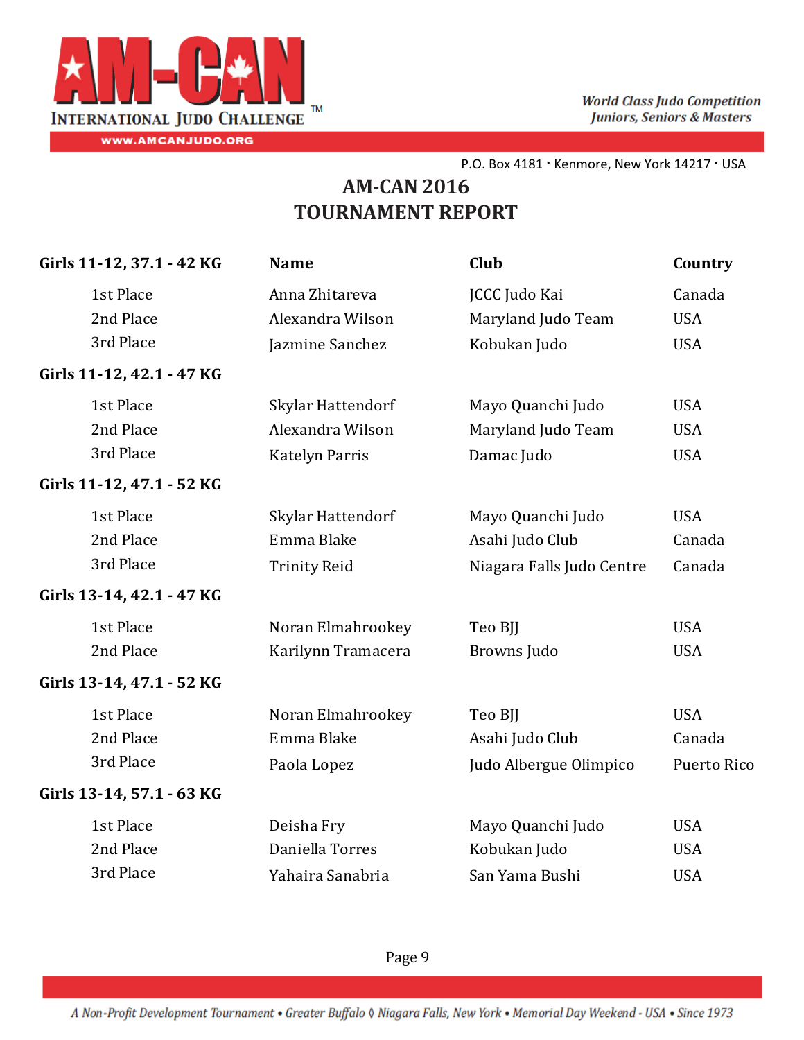## AM-CAN 2016
## TOURNAMENT REPORT

| Girls 11-12, 37.1 - 42 KG | Name | Club | Country |
|---|---|---|---|
| 1st Place | Anna Zhitareva | JCCC Judo Kai | Canada |
| 2nd Place | Alexandra Wilson | Maryland Judo Team | USA |
| 3rd Place | Jazmine Sanchez | Kobukan Judo | USA |
| **Girls 11-12, 42.1 - 47 KG** | | | |
| 1st Place | Skylar Hattendorf | Mayo Quanchi Judo | USA |
| 2nd Place | Alexandra Wilson | Maryland Judo Team | USA |
| 3rd Place | Katelyn Parris | Damac Judo | USA |
| **Girls 11-12, 47.1 - 52 KG** | | | |
| 1st Place | Skylar Hattendorf | Mayo Quanchi Judo | USA |
| 2nd Place | Emma Blake | Asahi Judo Club | Canada |
| 3rd Place | Trinity Reid | Niagara Falls Judo Centre | Canada |
| **Girls 13-14, 42.1 - 47 KG** | | | |
| 1st Place | Noran Elmahrookey | Teo BJJ | USA |
| 2nd Place | Karilynn Tramacera | Browns Judo | USA |
| **Girls 13-14, 47.1 - 52 KG** | | | |
| 1st Place | Noran Elmahrookey | Teo BJJ | USA |
| 2nd Place | Emma Blake | Asahi Judo Club | Canada |
| 3rd Place | Paola Lopez | Judo Albergue Olimpico | Puerto Rico |
| **Girls 13-14, 57.1 - 63 KG** | | | |
| 1st Place | Deisha Fry | Mayo Quanchi Judo | USA |
| 2nd Place | Daniella Torres | Kobukan Judo | USA |
| 3rd Place | Yahaira Sanabria | San Yama Bushi | USA |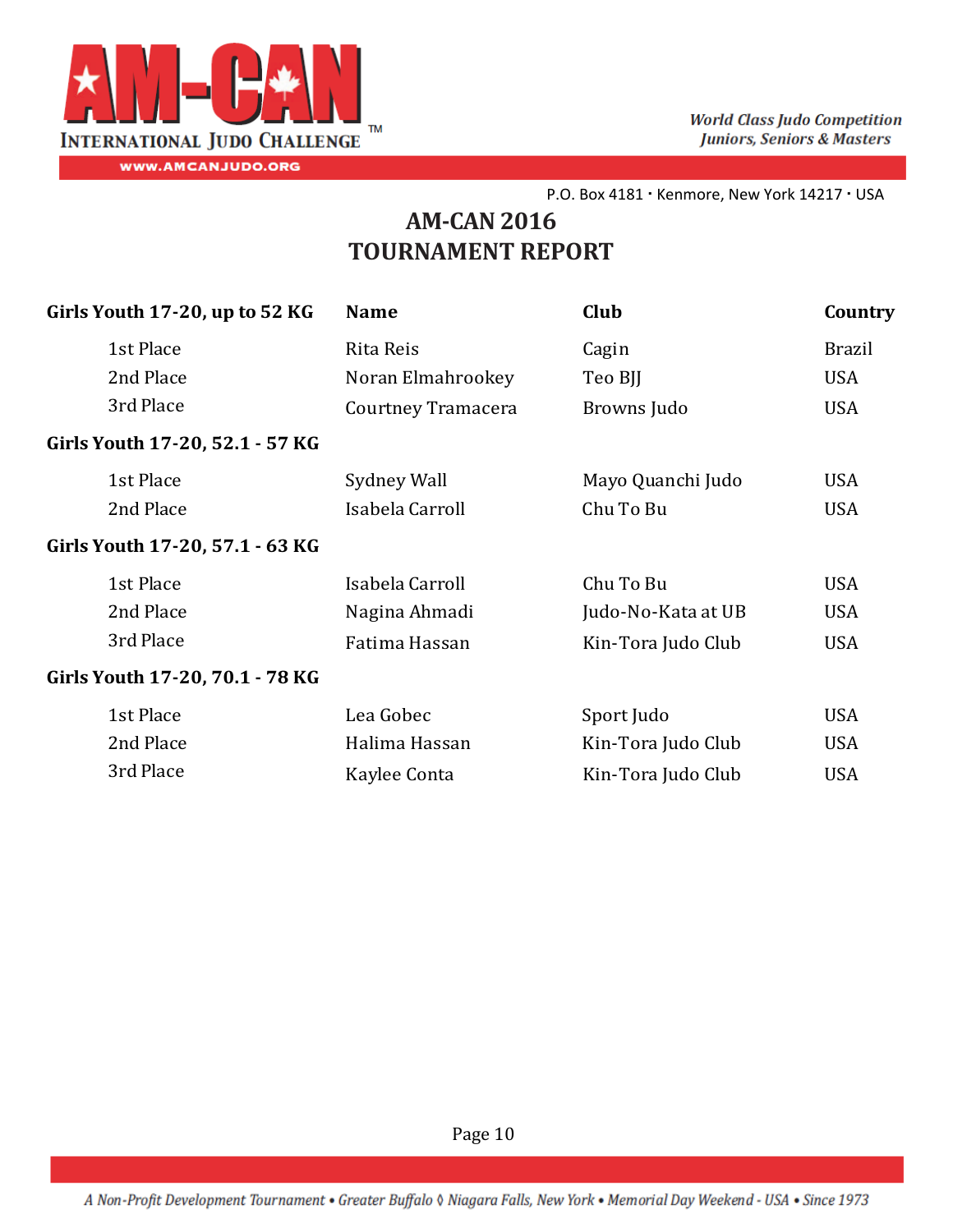# AM-CAN 2016
# TOURNAMENT REPORT

| Girls Youth 17-20, up to 52 KG | Name | Club | Country |
|---|---|---|---|
| 1st Place | Rita Reis | Cagin | Brazil |
| 2nd Place | Noran Elmahrookey | Teo BJJ | USA |
| 3rd Place | Courtney Tramacera | Browns Judo | USA |
| **Girls Youth 17-20, 52.1 - 57 KG** | | | |
| 1st Place | Sydney Wall | Mayo Quanchi Judo | USA |
| 2nd Place | Isabela Carroll | Chu To Bu | USA |
| **Girls Youth 17-20, 57.1 - 63 KG** | | | |
| 1st Place | Isabela Carroll | Chu To Bu | USA |
| 2nd Place | Nagina Ahmadi | Judo-No-Kata at UB | USA |
| 3rd Place | Fatima Hassan | Kin-Tora Judo Club | USA |
| **Girls Youth 17-20, 70.1 - 78 KG** | | | |
| 1st Place | Lea Gobec | Sport Judo | USA |
| 2nd Place | Halima Hassan | Kin-Tora Judo Club | USA |
| 3rd Place | Kaylee Conta | Kin-Tora Judo Club | USA |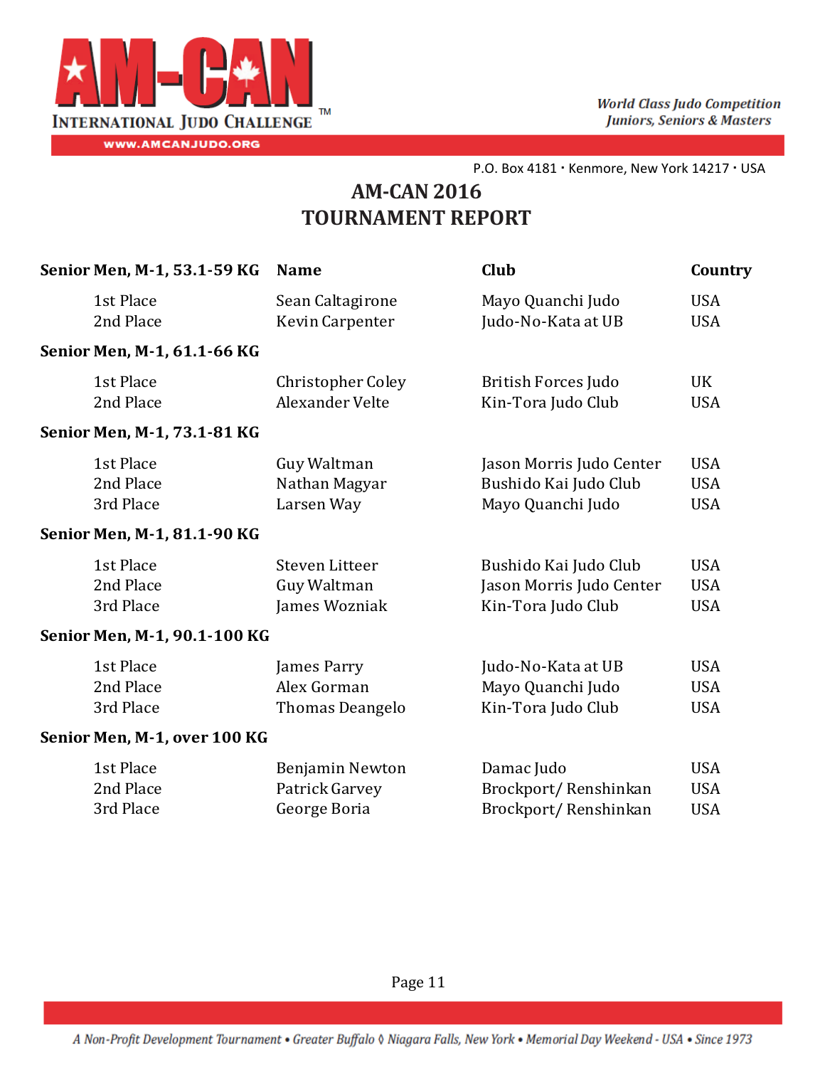# AM-CAN 2016
# TOURNAMENT REPORT

| Senior Men, M-1, 53.1-59 KG | Name | Club | Country |
|---|---|---|---|
| 1st Place | Sean Caltagirone | Mayo Quanchi Judo | USA |
| 2nd Place | Kevin Carpenter | Judo-No-Kata at UB | USA |
| **Senior Men, M-1, 61.1-66 KG** | | | |
| 1st Place | Christopher Coley | British Forces Judo | UK |
| 2nd Place | Alexander Velte | Kin-Tora Judo Club | USA |
| **Senior Men, M-1, 73.1-81 KG** | | | |
| 1st Place | Guy Waltman | Jason Morris Judo Center | USA |
| 2nd Place | Nathan Magyar | Bushido Kai Judo Club | USA |
| 3rd Place | Larsen Way | Mayo Quanchi Judo | USA |
| **Senior Men, M-1, 81.1-90 KG** | | | |
| 1st Place | Steven Litteer | Bushido Kai Judo Club | USA |
| 2nd Place | Guy Waltman | Jason Morris Judo Center | USA |
| 3rd Place | James Wozniak | Kin-Tora Judo Club | USA |
| **Senior Men, M-1, 90.1-100 KG** | | | |
| 1st Place | James Parry | Judo-No-Kata at UB | USA |
| 2nd Place | Alex Gorman | Mayo Quanchi Judo | USA |
| 3rd Place | Thomas Deangelo | Kin-Tora Judo Club | USA |
| **Senior Men, M-1, over 100 KG** | | | |
| 1st Place | Benjamin Newton | Damac Judo | USA |
| 2nd Place | Patrick Garvey | Brockport/ Renshinkan | USA |
| 3rd Place | George Boria | Brockport/ Renshinkan | USA |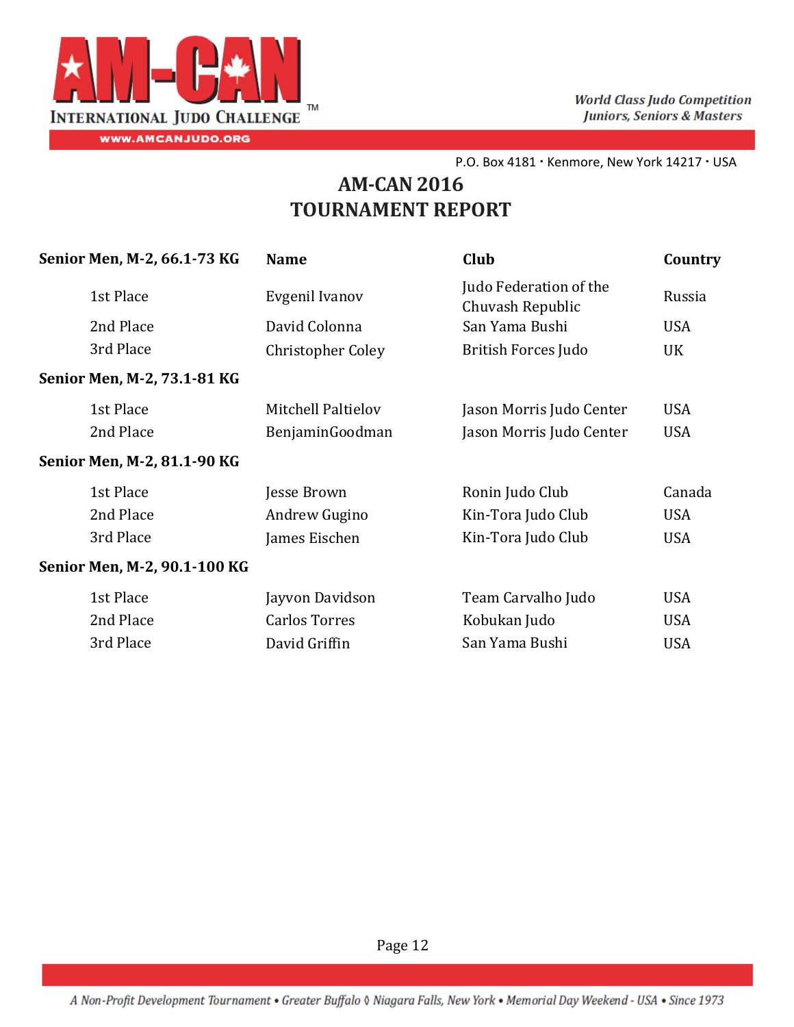# AM-CAN 2016
# TOURNAMENT REPORT

| Senior Men, M-2, 66.1-73 KG | Name | Club | Country |
|---|---|---|---|
| 1st Place | Evgenil Ivanov | Judo Federation of the Chuvash Republic | Russia |
| 2nd Place | David Colonna | San Yama Bushi | USA |
| 3rd Place | Christopher Coley | British Forces Judo | UK |
| **Senior Men, M-2, 73.1-81 KG** | | | |
| 1st Place | Mitchell Paltielov | Jason Morris Judo Center | USA |
| 2nd Place | BenjaminGoodman | Jason Morris Judo Center | USA |
| **Senior Men, M-2, 81.1-90 KG** | | | |
| 1st Place | Jesse Brown | Ronin Judo Club | Canada |
| 2nd Place | Andrew Gugino | Kin-Tora Judo Club | USA |
| 3rd Place | James Eischen | Kin-Tora Judo Club | USA |
| **Senior Men, M-2, 90.1-100 KG** | | | |
| 1st Place | Jayvon Davidson | Team Carvalho Judo | USA |
| 2nd Place | Carlos Torres | Kobukan Judo | USA |
| 3rd Place | David Griffin | San Yama Bushi | USA |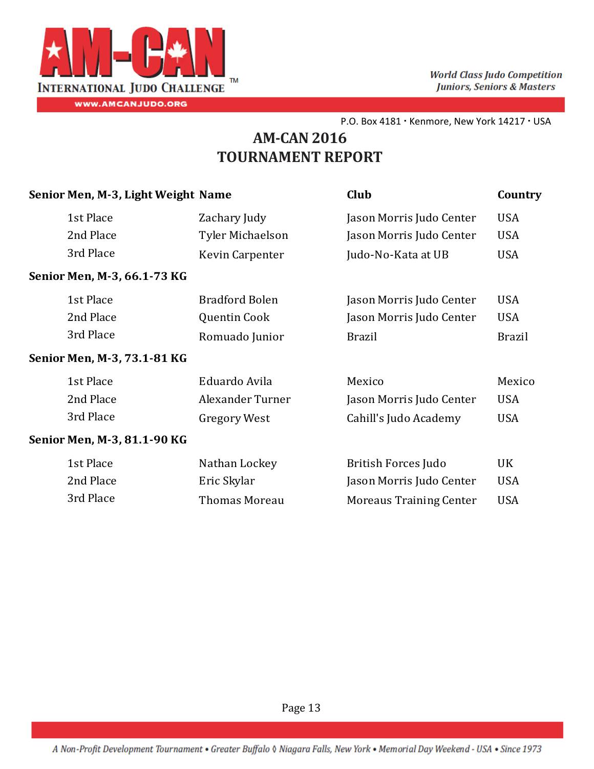P.O. Box 4181 · Kenmore, New York 14217 · USA

# AM-CAN 2016
# TOURNAMENT REPORT

| Senior Men, M-3, Light Weight | Name | Club | Country |
|---|---|---|---|
| 1st Place | Zachary Judy | Jason Morris Judo Center | USA |
| 2nd Place | Tyler Michaelson | Jason Morris Judo Center | USA |
| 3rd Place | Kevin Carpenter | Judo-No-Kata at UB | USA |
| **Senior Men, M-3, 66.1-73 KG** | | | |
| 1st Place | Bradford Bolen | Jason Morris Judo Center | USA |
| 2nd Place | Quentin Cook | Jason Morris Judo Center | USA |
| 3rd Place | Romuado Junior | Brazil | Brazil |
| **Senior Men, M-3, 73.1-81 KG** | | | |
| 1st Place | Eduardo Avila | Mexico | Mexico |
| 2nd Place | Alexander Turner | Jason Morris Judo Center | USA |
| 3rd Place | Gregory West | Cahill's Judo Academy | USA |
| **Senior Men, M-3, 81.1-90 KG** | | | |
| 1st Place | Nathan Lockey | British Forces Judo | UK |
| 2nd Place | Eric Skylar | Jason Morris Judo Center | USA |
| 3rd Place | Thomas Moreau | Moreaus Training Center | USA |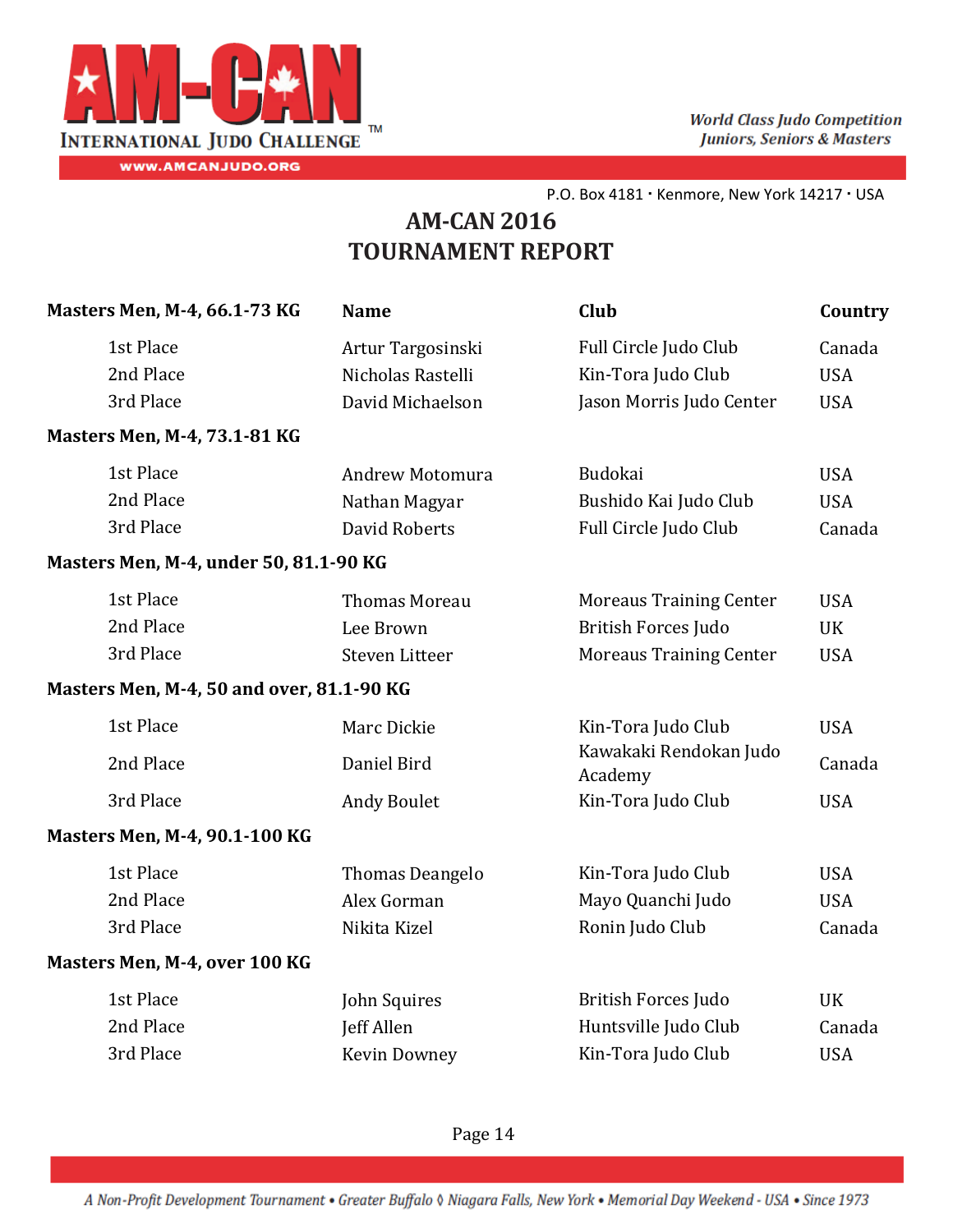AM-CAN International Judo Challenge

WWW.AMCANJUDO.ORG

*World Class Judo Competition*
*Juniors, Seniors & Masters*

P.O. Box 4181 · Kenmore, New York 14217 · USA

# AM-CAN 2016
# TOURNAMENT REPORT

| Masters Men, M-4, 66.1-73 KG | Name | Club | Country |
|---|---|---|---|
| 1st Place | Artur Targosinski | Full Circle Judo Club | Canada |
| 2nd Place | Nicholas Rastelli | Kin-Tora Judo Club | USA |
| 3rd Place | David Michaelson | Jason Morris Judo Center | USA |
| **Masters Men, M-4, 73.1-81 KG** | | | |
| 1st Place | Andrew Motomura | Budokai | USA |
| 2nd Place | Nathan Magyar | Bushido Kai Judo Club | USA |
| 3rd Place | David Roberts | Full Circle Judo Club | Canada |
| **Masters Men, M-4, under 50, 81.1-90 KG** | | | |
| 1st Place | Thomas Moreau | Moreaus Training Center | USA |
| 2nd Place | Lee Brown | British Forces Judo | UK |
| 3rd Place | Steven Litteer | Moreaus Training Center | USA |
| **Masters Men, M-4, 50 and over, 81.1-90 KG** | | | |
| 1st Place | Marc Dickie | Kin-Tora Judo Club | USA |
| 2nd Place | Daniel Bird | Kawakaki Rendokan Judo Academy | Canada |
| 3rd Place | Andy Boulet | Kin-Tora Judo Club | USA |
| **Masters Men, M-4, 90.1-100 KG** | | | |
| 1st Place | Thomas Deangelo | Kin-Tora Judo Club | USA |
| 2nd Place | Alex Gorman | Mayo Quanchi Judo | USA |
| 3rd Place | Nikita Kizel | Ronin Judo Club | Canada |
| **Masters Men, M-4, over 100 KG** | | | |
| 1st Place | John Squires | British Forces Judo | UK |
| 2nd Place | Jeff Allen | Huntsville Judo Club | Canada |
| 3rd Place | Kevin Downey | Kin-Tora Judo Club | USA |

*A Non-Profit Development Tournament • Greater Buffalo ◊ Niagara Falls, New York • Memorial Day Weekend - USA • Since 1973*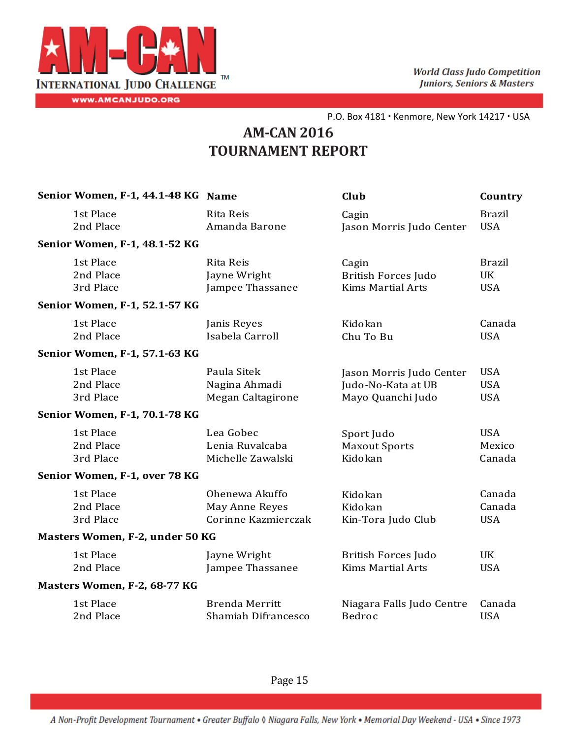AM-CAN INTERNATIONAL JUDO CHALLENGE™

WWW.AMCANJUDO.ORG

*World Class Judo Competition*
*Juniors, Seniors & Masters*

P.O. Box 4181 · Kenmore, New York 14217 · USA

# AM-CAN 2016
# TOURNAMENT REPORT

| Senior Women, F-1, 44.1-48 KG | Name | Club | Country |
|---|---|---|---|
| 1st Place | Rita Reis | Cagin | Brazil |
| 2nd Place | Amanda Barone | Jason Morris Judo Center | USA |
| **Senior Women, F-1, 48.1-52 KG** | | | |
| 1st Place | Rita Reis | Cagin | Brazil |
| 2nd Place | Jayne Wright | British Forces Judo | UK |
| 3rd Place | Jampee Thassanee | Kims Martial Arts | USA |
| **Senior Women, F-1, 52.1-57 KG** | | | |
| 1st Place | Janis Reyes | Kidokan | Canada |
| 2nd Place | Isabela Carroll | Chu To Bu | USA |
| **Senior Women, F-1, 57.1-63 KG** | | | |
| 1st Place | Paula Sitek | Jason Morris Judo Center | USA |
| 2nd Place | Nagina Ahmadi | Judo-No-Kata at UB | USA |
| 3rd Place | Megan Caltagirone | Mayo Quanchi Judo | USA |
| **Senior Women, F-1, 70.1-78 KG** | | | |
| 1st Place | Lea Gobec | Sport Judo | USA |
| 2nd Place | Lenia Ruvalcaba | Maxout Sports | Mexico |
| 3rd Place | Michelle Zawalski | Kidokan | Canada |
| **Senior Women, F-1, over 78 KG** | | | |
| 1st Place | Ohenewa Akuffo | Kidokan | Canada |
| 2nd Place | May Anne Reyes | Kidokan | Canada |
| 3rd Place | Corinne Kazmierczak | Kin-Tora Judo Club | USA |
| **Masters Women, F-2, under 50 KG** | | | |
| 1st Place | Jayne Wright | British Forces Judo | UK |
| 2nd Place | Jampee Thassanee | Kims Martial Arts | USA |
| **Masters Women, F-2, 68-77 KG** | | | |
| 1st Place | Brenda Merritt | Niagara Falls Judo Centre | Canada |
| 2nd Place | Shamiah Difrancesco | Bedroc | USA |

*A Non-Profit Development Tournament • Greater Buffalo ◊ Niagara Falls, New York • Memorial Day Weekend - USA • Since 1973*